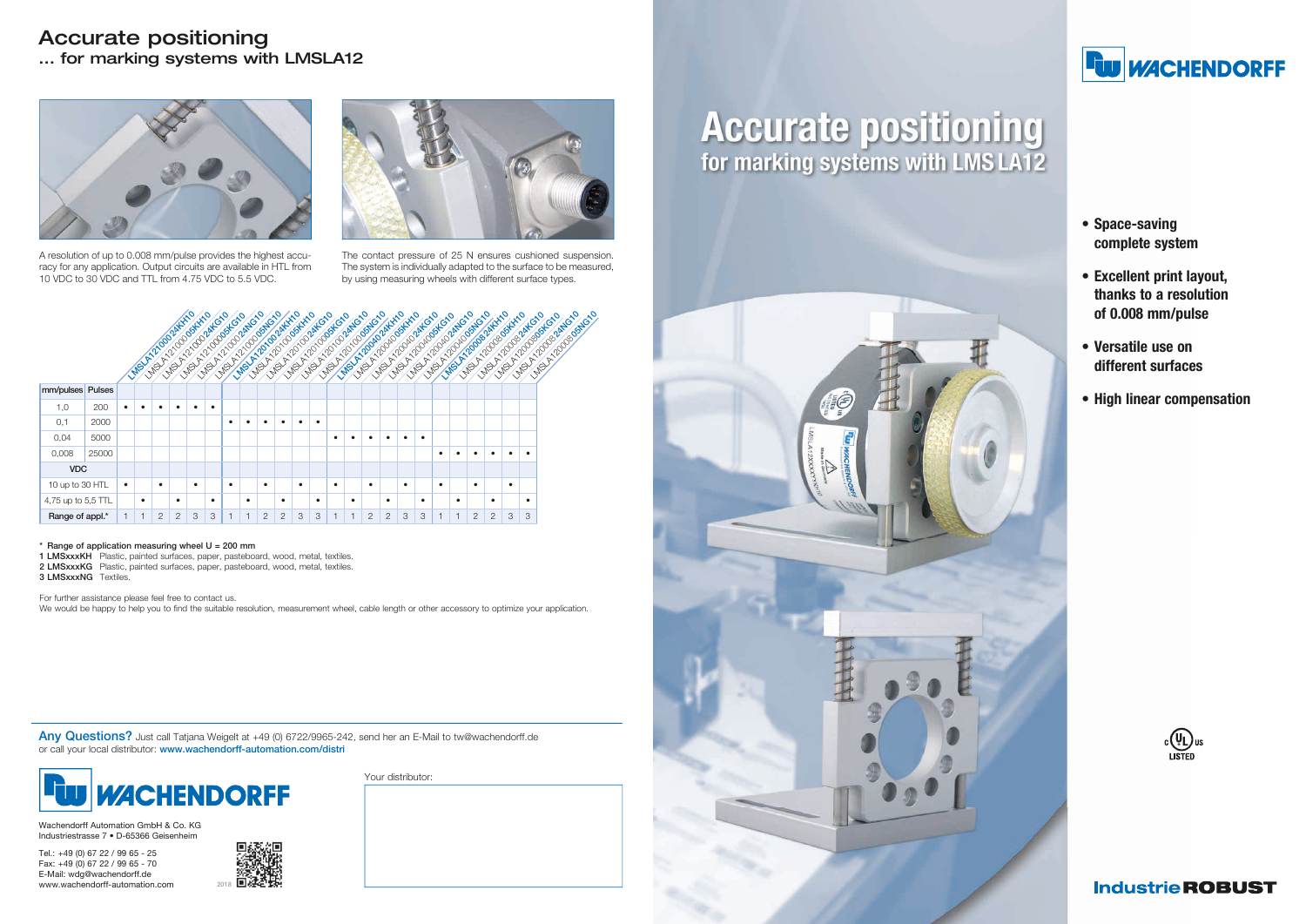# Accurate positioning
## ... for marking systems with LMSLA12

A resolution of up to 0.008 mm/pulse provides the highest accuracy for any application. Output circuits are available in HTL from 10 VDC to 30 VDC and TTL from 4.75 VDC to 5.5 VDC.

The contact pressure of 25 N ensures cushioned suspension. The system is individually adapted to the surface to be measured, by using measuring wheels with different surface types.

| mm/pulses | Pulses | LMSLA121000024KH10 | LMSLA121000005KH10 | LMSLA121000024KG10 | LMSLA121000005KG10 | LMSLA121000024NG10 | LMSLA121000005NG10 | LMSLA120100024KH10 | LMSLA120100005KH10 | LMSLA120100024KG10 | LMSLA120100005KG10 | LMSLA120100024NG10 | LMSLA120100005NG10 | LMSLA120040024KH10 | LMSLA120040005KH10 | LMSLA120040024KG10 | LMSLA120040005KG10 | LMSLA120040024NG10 | LMSLA120040005NG10 | LMSLA120008024KH10 | LMSLA120008005KH10 | LMSLA120008024KG10 | LMSLA120008005KG10 | LMSLA120008024NG10 | LMSLA120008005NG10 |
|---|---|---|---|---|---|---|---|---|---|---|---|---|---|---|---|---|---|---|---|---|---|---|---|---|---|
| 1,0 | 200 | • | • | • | • | • | • | | | | | | | | | | | | | | | | | | |
| 0,1 | 2000 | | | | | | | • | • | • | • | • | • | | | | | | | | | | | | |
| 0,04 | 5000 | | | | | | | | | | | | | • | • | • | • | • | • | | | | | | |
| 0,008 | 25000 | | | | | | | | | | | | | | | | | | | • | • | • | • | • | • |
| VDC | | | | | | | | | | | | | | | | | | | | | | | | | |
| 10 up to 30 HTL | | • | | • | | • | | • | | • | | • | | • | | • | | • | | • | | • | | • | |
| 4,75 up to 5,5 TTL | | | • | | • | | • | | • | | • | | • | | • | | • | | • | | • | | • | | • |
| Range of appl.* | | 1 | 1 | 2 | 2 | 3 | 3 | 1 | 1 | 2 | 2 | 3 | 3 | 1 | 1 | 2 | 2 | 3 | 3 | 1 | 1 | 2 | 2 | 3 | 3 |

\* Range of application measuring wheel U = 200 mm
**1 LMSxxxKH** Plastic, painted surfaces, paper, pasteboard, wood, metal, textiles.
**2 LMSxxxKG** Plastic, painted surfaces, paper, pasteboard, wood, metal, textiles.
**3 LMSxxxNG** Textiles.

For further assistance please feel free to contact us.
We would be happy to help you to find the suitable resolution, measurement wheel, cable length or other accessory to optimize your application.

**Any Questions?** Just call Tatjana Weigelt at +49 (0) 6722/9965-242, send her an E-Mail to tw@wachendorff.de or call your local distributor: www.wachendorff-automation.com/distri

WACHENDORFF

Wachendorff Automation GmbH & Co. KG
Industriestrasse 7 • D-65366 Geisenheim

Tel.: +49 (0) 67 22 / 99 65 - 25
Fax: +49 (0) 67 22 / 99 65 - 70
E-Mail: wdg@wachendorff.de
www.wachendorff-automation.com

2018

Your distributor:

# Accurate positioning
## for marking systems with LMS LA12

WACHENDORFF

- **Space-saving complete system**
- **Excellent print layout, thanks to a resolution of 0.008 mm/pulse**
- **Versatile use on different surfaces**
- **High linear compensation**

c UL us LISTED

IndustrieROBUST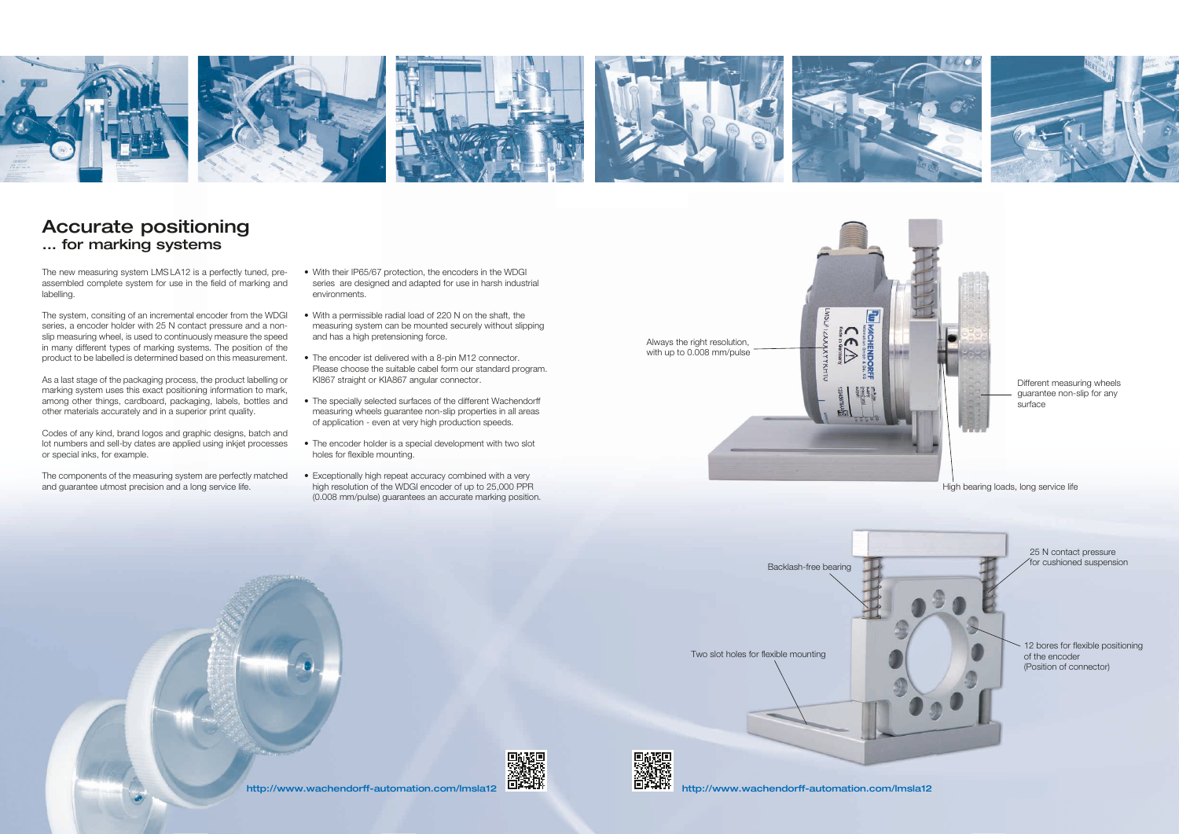# Accurate positioning

## ... for marking systems

The new measuring system LMS LA12 is a perfectly tuned, pre-assembled complete system for use in the field of marking and labelling.

The system, consiting of an incremental encoder from the WDGI series, a encoder holder with 25 N contact pressure and a non-slip measuring wheel, is used to continuously measure the speed in many different types of marking systems. The position of the product to be labelled is determined based on this measurement.

As a last stage of the packaging process, the product labelling or marking system uses this exact positioning information to mark, among other things, cardboard, packaging, labels, bottles and other materials accurately and in a superior print quality.

Codes of any kind, brand logos and graphic designs, batch and lot numbers and sell-by dates are applied using inkjet processes or special inks, for example.

The components of the measuring system are perfectly matched and guarantee utmost precision and a long service life.

- With their IP65/67 protection, the encoders in the WDGI series are designed and adapted for use in harsh industrial environments.
- With a permissible radial load of 220 N on the shaft, the measuring system can be mounted securely without slipping and has a high pretensioning force.
- The encoder ist delivered with a 8-pin M12 connector. Please choose the suitable cabel form our standard program. KI867 straight or KIA867 angular connector.
- The specially selected surfaces of the different Wachendorff measuring wheels guarantee non-slip properties in all areas of application - even at very high production speeds.
- The encoder holder is a special development with two slot holes for flexible mounting.
- Exceptionally high repeat accuracy combined with a very high resolution of the WDGI encoder of up to 25,000 PPR (0.008 mm/pulse) guarantees an accurate marking position.

Always the right resolution, with up to 0.008 mm/pulse

Different measuring wheels guarantee non-slip for any surface

High bearing loads, long service life

Backlash-free bearing

25 N contact pressure for cushioned suspension

Two slot holes for flexible mounting

12 bores for flexible positioning of the encoder (Position of connector)

http://www.wachendorff-automation.com/lmsla12

http://www.wachendorff-automation.com/lmsla12